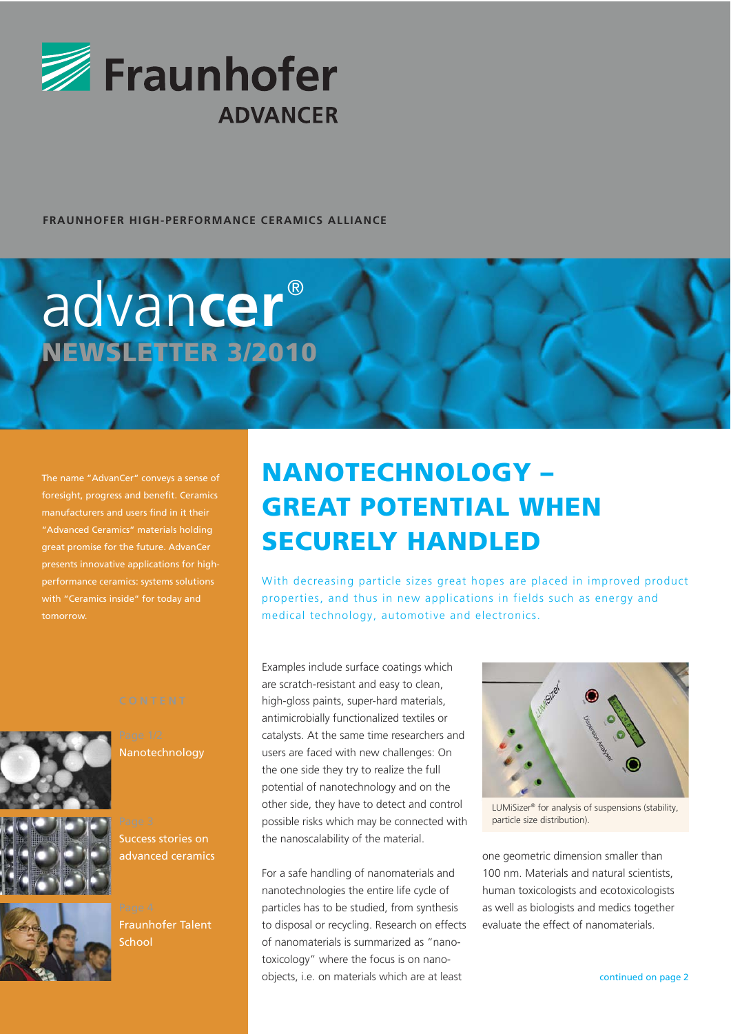Fraunhofer

ADVANCER

FRAUNHOFER HIGH-PERFORMANCE CERAMICS ALLIANCE

# advancer® NEWSLETTER 3/2010

The name "AdvanCer" conveys a sense of foresight, progress and benefit. Ceramics manufacturers and users find in it their "Advanced Ceramics" materials holding great promise for the future. AdvanCer presents innovative applications for high-performance ceramics: systems solutions with "Ceramics inside" for today and tomorrow.

CONTENT

Page 1/2
Nanotechnology

Page 3
Success stories on advanced ceramics

Page 4
Fraunhofer Talent School

## NANOTECHNOLOGY – GREAT POTENTIAL WHEN SECURELY HANDLED

With decreasing particle sizes great hopes are placed in improved product properties, and thus in new applications in fields such as energy and medical technology, automotive and electronics.

Examples include surface coatings which are scratch-resistant and easy to clean, high-gloss paints, super-hard materials, antimicrobially functionalized textiles or catalysts. At the same time researchers and users are faced with new challenges: On the one side they try to realize the full potential of nanotechnology and on the other side, they have to detect and control possible risks which may be connected with the nanoscalability of the material.

For a safe handling of nanomaterials and nanotechnologies the entire life cycle of particles has to be studied, from synthesis to disposal or recycling. Research on effects of nanomaterials is summarized as "nanotoxicology" where the focus is on nanoobjects, i.e. on materials which are at least one geometric dimension smaller than 100 nm. Materials and natural scientists, human toxicologists and ecotoxicologists as well as biologists and medics together evaluate the effect of nanomaterials.

LUMiSizer® for analysis of suspensions (stability, particle size distribution).

continued on page 2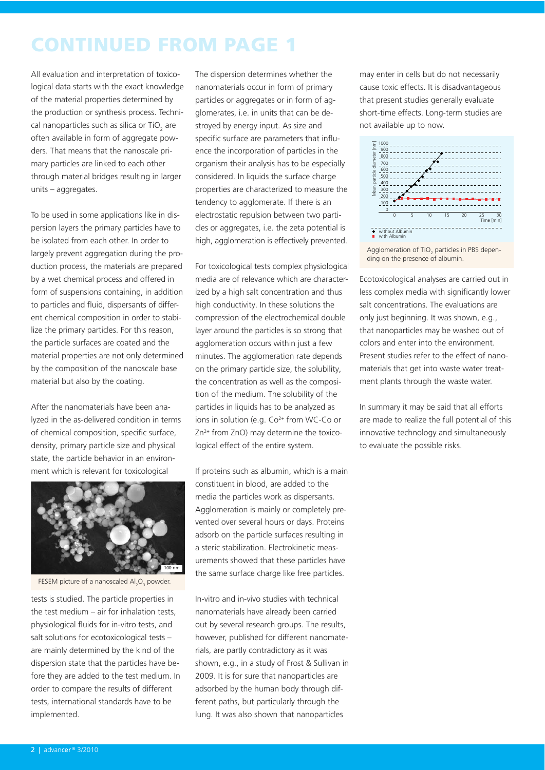# CONTINUED FROM PAGE 1

All evaluation and interpretation of toxicological data starts with the exact knowledge of the material properties determined by the production or synthesis process. Technical nanoparticles such as silica or $TiO_2$ are often available in form of aggregate powders. That means that the nanoscale primary particles are linked to each other through material bridges resulting in larger units – aggregates.

To be used in some applications like in dispersion layers the primary particles have to be isolated from each other. In order to largely prevent aggregation during the production process, the materials are prepared by a wet chemical process and offered in form of suspensions containing, in addition to particles and fluid, dispersants of different chemical composition in order to stabilize the primary particles. For this reason, the particle surfaces are coated and the material properties are not only determined by the composition of the nanoscale base material but also by the coating.

After the nanomaterials have been analyzed in the as-delivered condition in terms of chemical composition, specific surface, density, primary particle size and physical state, the particle behavior in an environment which is relevant for toxicological tests is studied. The particle properties in the test medium – air for inhalation tests, physiological fluids for in-vitro tests, and salt solutions for ecotoxicological tests – are mainly determined by the kind of the dispersion state that the particles have before they are added to the test medium. In order to compare the results of different tests, international standards have to be implemented.

FESEM picture of a nanoscaled $Al_2O_3$ powder.

The dispersion determines whether the nanomaterials occur in form of primary particles or aggregates or in form of agglomerates, i.e. in units that can be destroyed by energy input. As size and specific surface are parameters that influence the incorporation of particles in the organism their analysis has to be especially considered. In liquids the surface charge properties are characterized to measure the tendency to agglomerate. If there is an electrostatic repulsion between two particles or aggregates, i.e. the zeta potential is high, agglomeration is effectively prevented.

For toxicological tests complex physiological media are of relevance which are characterized by a high salt concentration and thus high conductivity. In these solutions the compression of the electrochemical double layer around the particles is so strong that agglomeration occurs within just a few minutes. The agglomeration rate depends on the primary particle size, the solubility, the concentration as well as the composition of the medium. The solubility of the particles in liquids has to be analyzed as ions in solution (e.g. $Co^{2+}$ from WC-Co or $Zn^{2+}$ from ZnO) may determine the toxicological effect of the entire system.

If proteins such as albumin, which is a main constituent in blood, are added to the media the particles work as dispersants. Agglomeration is mainly or completely prevented over several hours or days. Proteins adsorb on the particle surfaces resulting in a steric stabilization. Electrokinetic measurements showed that these particles have the same surface charge like free particles.

In-vitro and in-vivo studies with technical nanomaterials have already been carried out by several research groups. The results, however, published for different nanomaterials, are partly contradictory as it was shown, e.g., in a study of Frost & Sullivan in 2009. It is for sure that nanoparticles are adsorbed by the human body through different paths, but particularly through the lung. It was also shown that nanoparticles may enter in cells but do not necessarily cause toxic effects. It is disadvantageous that present studies generally evaluate short-time effects. Long-term studies are not available up to now.

Agglomeration of $TiO_2$ particles in PBS depending on the presence of albumin.

Ecotoxicological analyses are carried out in less complex media with significantly lower salt concentrations. The evaluations are only just beginning. It was shown, e.g., that nanoparticles may be washed out of colors and enter into the environment. Present studies refer to the effect of nanomaterials that get into waste water treatment plants through the waste water.

In summary it may be said that all efforts are made to realize the full potential of this innovative technology and simultaneously to evaluate the possible risks.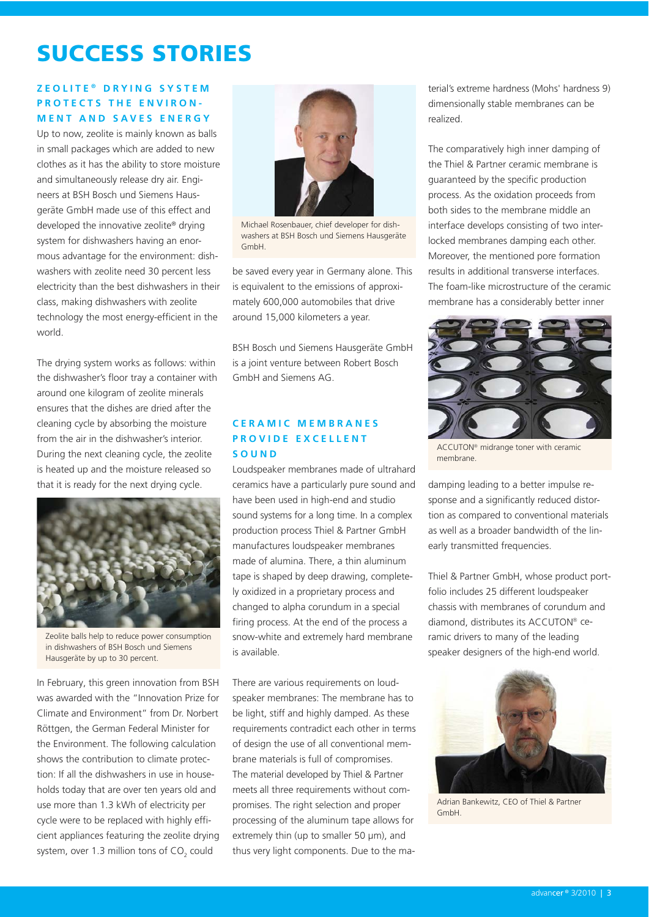# SUCCESS STORIES

## ZEOLITE® DRYING SYSTEM PROTECTS THE ENVIRONMENT AND SAVES ENERGY

Up to now, zeolite is mainly known as balls in small packages which are added to new clothes as it has the ability to store moisture and simultaneously release dry air. Engineers at BSH Bosch und Siemens Hausgeräte GmbH made use of this effect and developed the innovative zeolite® drying system for dishwashers having an enormous advantage for the environment: dishwashers with zeolite need 30 percent less electricity than the best dishwashers in their class, making dishwashers with zeolite technology the most energy-efficient in the world.

The drying system works as follows: within the dishwasher's floor tray a container with around one kilogram of zeolite minerals ensures that the dishes are dried after the cleaning cycle by absorbing the moisture from the air in the dishwasher's interior. During the next cleaning cycle, the zeolite is heated up and the moisture released so that it is ready for the next drying cycle.

Zeolite balls help to reduce power consumption in dishwashers of BSH Bosch und Siemens Hausgeräte by up to 30 percent.

In February, this green innovation from BSH was awarded with the "Innovation Prize for Climate and Environment" from Dr. Norbert Röttgen, the German Federal Minister for the Environment. The following calculation shows the contribution to climate protection: If all the dishwashers in use in households today that are over ten years old and use more than 1.3 kWh of electricity per cycle were to be replaced with highly efficient appliances featuring the zeolite drying system, over 1.3 million tons of $CO_2$ could be saved every year in Germany alone. This is equivalent to the emissions of approximately 600,000 automobiles that drive around 15,000 kilometers a year.

Michael Rosenbauer, chief developer for dishwashers at BSH Bosch und Siemens Hausgeräte GmbH.

BSH Bosch und Siemens Hausgeräte GmbH is a joint venture between Robert Bosch GmbH and Siemens AG.

## CERAMIC MEMBRANES PROVIDE EXCELLENT SOUND

Loudspeaker membranes made of ultrahard ceramics have a particularly pure sound and have been used in high-end and studio sound systems for a long time. In a complex production process Thiel & Partner GmbH manufactures loudspeaker membranes made of alumina. There, a thin aluminum tape is shaped by deep drawing, completely oxidized in a proprietary process and changed to alpha corundum in a special firing process. At the end of the process a snow-white and extremely hard membrane is available.

There are various requirements on loudspeaker membranes: The membrane has to be light, stiff and highly damped. As these requirements contradict each other in terms of design the use of all conventional membrane materials is full of compromises. The material developed by Thiel & Partner meets all three requirements without compromises. The right selection and proper processing of the aluminum tape allows for extremely thin (up to smaller 50 μm), and thus very light components. Due to the material's extreme hardness (Mohs' hardness 9) dimensionally stable membranes can be realized.

The comparatively high inner damping of the Thiel & Partner ceramic membrane is guaranteed by the specific production process. As the oxidation proceeds from both sides to the membrane middle an interface develops consisting of two interlocked membranes damping each other. Moreover, the mentioned pore formation results in additional transverse interfaces. The foam-like microstructure of the ceramic membrane has a considerably better inner damping leading to a better impulse response and a significantly reduced distortion as compared to conventional materials as well as a broader bandwidth of the linearly transmitted frequencies.

ACCUTON® midrange toner with ceramic membrane.

Thiel & Partner GmbH, whose product portfolio includes 25 different loudspeaker chassis with membranes of corundum and diamond, distributes its ACCUTON® ceramic drivers to many of the leading speaker designers of the high-end world.

Adrian Bankewitz, CEO of Thiel & Partner GmbH.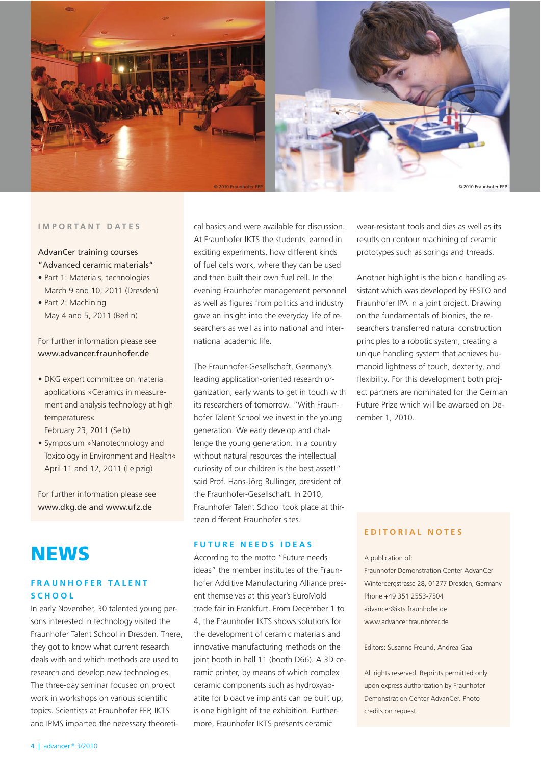© 2010 Fraunhofer FEP

© 2010 Fraunhofer FEP

## IMPORTANT DATES

AdvanCer training courses
"Advanced ceramic materials"

- Part 1: Materials, technologies
  March 9 and 10, 2011 (Dresden)
- Part 2: Machining
  May 4 and 5, 2011 (Berlin)

For further information please see
www.advancer.fraunhofer.de

- DKG expert committee on material applications »Ceramics in measurement and analysis technology at high temperatures«
  February 23, 2011 (Selb)
- Symposium »Nanotechnology and Toxicology in Environment and Health«
  April 11 and 12, 2011 (Leipzig)

For further information please see
www.dkg.de and www.ufz.de

# NEWS

## FRAUNHOFER TALENT SCHOOL

In early November, 30 talented young persons interested in technology visited the Fraunhofer Talent School in Dresden. There, they got to know what current research deals with and which methods are used to research and develop new technologies. The three-day seminar focused on project work in workshops on various scientific topics. Scientists at Fraunhofer FEP, IKTS and IPMS imparted the necessary theoretical basics and were available for discussion. At Fraunhofer IKTS the students learned in exciting experiments, how different kinds of fuel cells work, where they can be used and then built their own fuel cell. In the evening Fraunhofer management personnel as well as figures from politics and industry gave an insight into the everyday life of researchers as well as into national and international academic life.

The Fraunhofer-Gesellschaft, Germany's leading application-oriented research organization, early wants to get in touch with its researchers of tomorrow. "With Fraunhofer Talent School we invest in the young generation. We early develop and challenge the young generation. In a country without natural resources the intellectual curiosity of our children is the best asset!" said Prof. Hans-Jörg Bullinger, president of the Fraunhofer-Gesellschaft. In 2010, Fraunhofer Talent School took place at thirteen different Fraunhofer sites.

## FUTURE NEEDS IDEAS

According to the motto "Future needs ideas" the member institutes of the Fraunhofer Additive Manufacturing Alliance present themselves at this year's EuroMold trade fair in Frankfurt. From December 1 to 4, the Fraunhofer IKTS shows solutions for the development of ceramic materials and innovative manufacturing methods on the joint booth in hall 11 (booth D66). A 3D ceramic printer, by means of which complex ceramic components such as hydroxyapatite for bioactive implants can be built up, is one highlight of the exhibition. Furthermore, Fraunhofer IKTS presents ceramic wear-resistant tools and dies as well as its results on contour machining of ceramic prototypes such as springs and threads.

Another highlight is the bionic handling assistant which was developed by FESTO and Fraunhofer IPA in a joint project. Drawing on the fundamentals of bionics, the researchers transferred natural construction principles to a robotic system, creating a unique handling system that achieves humanoid lightness of touch, dexterity, and flexibility. For this development both project partners are nominated for the German Future Prize which will be awarded on December 1, 2010.

## EDITORIAL NOTES

A publication of:
Fraunhofer Demonstration Center AdvanCer
Winterbergstrasse 28, 01277 Dresden, Germany
Phone +49 351 2553-7504
advancer@ikts.fraunhofer.de
www.advancer.fraunhofer.de

Editors: Susanne Freund, Andrea Gaal

All rights reserved. Reprints permitted only upon express authorization by Fraunhofer Demonstration Center AdvanCer. Photo credits on request.